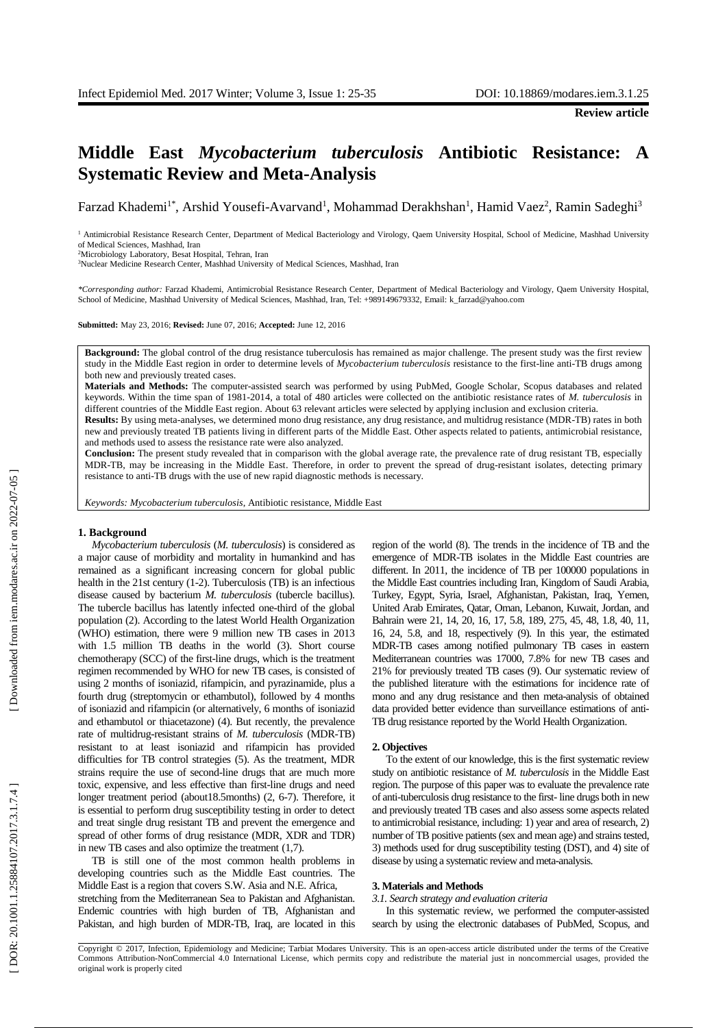**Review article**

# Middle East *Mycobacterium tuberculosis* Antibiotic Resistance: A Systematic Review and Meta-Analysis

Farzad Khademi[1*], Arshid Yousefi-Avarvand[1], Mohammad Derakhshan[1], Hamid Vaez[2], Ramin Sadeghi[3]

[1] Antimicrobial Resistance Research Center, Department of Medical Bacteriology and Virology, Qaem University Hospital, School of Medicine, Mashhad University of Medical Sciences, Mashhad, Iran

[2]Microbiology Laboratory, Besat Hospital, Tehran, Iran

[3]Nuclear Medicine Research Center, Mashhad University of Medical Sciences, Mashhad, Iran

*\*Corresponding author:* Farzad Khademi, Antimicrobial Resistance Research Center, Department of Medical Bacteriology and Virology, Qaem University Hospital, School of Medicine, Mashhad University of Medical Sciences, Mashhad, Iran, Tel: +989149679332, Email: k_farzad@yahoo.com

**Submitted:** May 23, 2016; **Revised:** June 07, 2016; **Accepted:** June 12, 2016

**Background:** The global control of the drug resistance tuberculosis has remained as major challenge. The present study was the first review study in the Middle East region in order to determine levels of *Mycobacterium tuberculosis* resistance to the first-line anti-TB drugs among both new and previously treated cases.

**Materials and Methods:** The computer-assisted search was performed by using PubMed, Google Scholar, Scopus databases and related keywords. Within the time span of 1981-2014, a total of 480 articles were collected on the antibiotic resistance rates of *M. tuberculosis* in different countries of the Middle East region. About 63 relevant articles were selected by applying inclusion and exclusion criteria.

**Results:** By using meta-analyses, we determined mono drug resistance, any drug resistance, and multidrug resistance (MDR-TB) rates in both new and previously treated TB patients living in different parts of the Middle East. Other aspects related to patients, antimicrobial resistance, and methods used to assess the resistance rate were also analyzed.

**Conclusion:** The present study revealed that in comparison with the global average rate, the prevalence rate of drug resistant TB, especially MDR-TB, may be increasing in the Middle East. Therefore, in order to prevent the spread of drug-resistant isolates, detecting primary resistance to anti-TB drugs with the use of new rapid diagnostic methods is necessary.

*Keywords: Mycobacterium tuberculosis*, Antibiotic resistance, Middle East

## 1. Background

*Mycobacterium tuberculosis* (*M. tuberculosis*) is considered as a major cause of morbidity and mortality in humankind and has remained as a significant increasing concern for global public health in the 21st century (1-2). Tuberculosis (TB) is an infectious disease caused by bacterium *M. tuberculosis* (tubercle bacillus). The tubercle bacillus has latently infected one-third of the global population (2). According to the latest World Health Organization (WHO) estimation, there were 9 million new TB cases in 2013 with 1.5 million TB deaths in the world (3). Short course chemotherapy (SCC) of the first-line drugs, which is the treatment regimen recommended by WHO for new TB cases, is consisted of using 2 months of isoniazid, rifampicin, and pyrazinamide, plus a fourth drug (streptomycin or ethambutol), followed by 4 months of isoniazid and rifampicin (or alternatively, 6 months of isoniazid and ethambutol or thiacetazone) (4). But recently, the prevalence rate of multidrug-resistant strains of *M. tuberculosis* (MDR-TB) resistant to at least isoniazid and rifampicin has provided difficulties for TB control strategies (5). As the treatment, MDR strains require the use of second-line drugs that are much more toxic, expensive, and less effective than first-line drugs and need longer treatment period (about18.5months) (2, 6-7). Therefore, it is essential to perform drug susceptibility testing in order to detect and treat single drug resistant TB and prevent the emergence and spread of other forms of drug resistance (MDR, XDR and TDR) in new TB cases and also optimize the treatment (1,7).

TB is still one of the most common health problems in developing countries such as the Middle East countries. The Middle East is a region that covers S.W. Asia and N.E. Africa, stretching from the Mediterranean Sea to Pakistan and Afghanistan. Endemic countries with high burden of TB, Afghanistan and Pakistan, and high burden of MDR-TB, Iraq, are located in this region of the world (8). The trends in the incidence of TB and the emergence of MDR-TB isolates in the Middle East countries are different. In 2011, the incidence of TB per 100000 populations in the Middle East countries including Iran, Kingdom of Saudi Arabia, Turkey, Egypt, Syria, Israel, Afghanistan, Pakistan, Iraq, Yemen, United Arab Emirates, Qatar, Oman, Lebanon, Kuwait, Jordan, and Bahrain were 21, 14, 20, 16, 17, 5.8, 189, 275, 45, 48, 1.8, 40, 11, 16, 24, 5.8, and 18, respectively (9). In this year, the estimated MDR-TB cases among notified pulmonary TB cases in eastern Mediterranean countries was 17000, 7.8% for new TB cases and 21% for previously treated TB cases (9). Our systematic review of the published literature with the estimations for incidence rate of mono and any drug resistance and then meta-analysis of obtained data provided better evidence than surveillance estimations of anti-TB drug resistance reported by the World Health Organization.

## 2. Objectives

To the extent of our knowledge, this is the first systematic review study on antibiotic resistance of *M. tuberculosis* in the Middle East region. The purpose of this paper was to evaluate the prevalence rate of anti-tuberculosis drug resistance to the first- line drugs both in new and previously treated TB cases and also assess some aspects related to antimicrobial resistance, including: 1) year and area of research, 2) number of TB positive patients (sex and mean age) and strains tested, 3) methods used for drug susceptibility testing (DST), and 4) site of disease by using a systematic review and meta-analysis.

## 3. Materials and Methods

### *3.1. Search strategy and evaluation criteria*

In this systematic review, we performed the computer-assisted search by using the electronic databases of PubMed, Scopus, and

Copyright © 2017, Infection, Epidemiology and Medicine; Tarbiat Modares University. This is an open-access article distributed under the terms of the Creative Commons Attribution-NonCommercial 4.0 International License, which permits copy and redistribute the material just in noncommercial usages, provided the original work is properly cited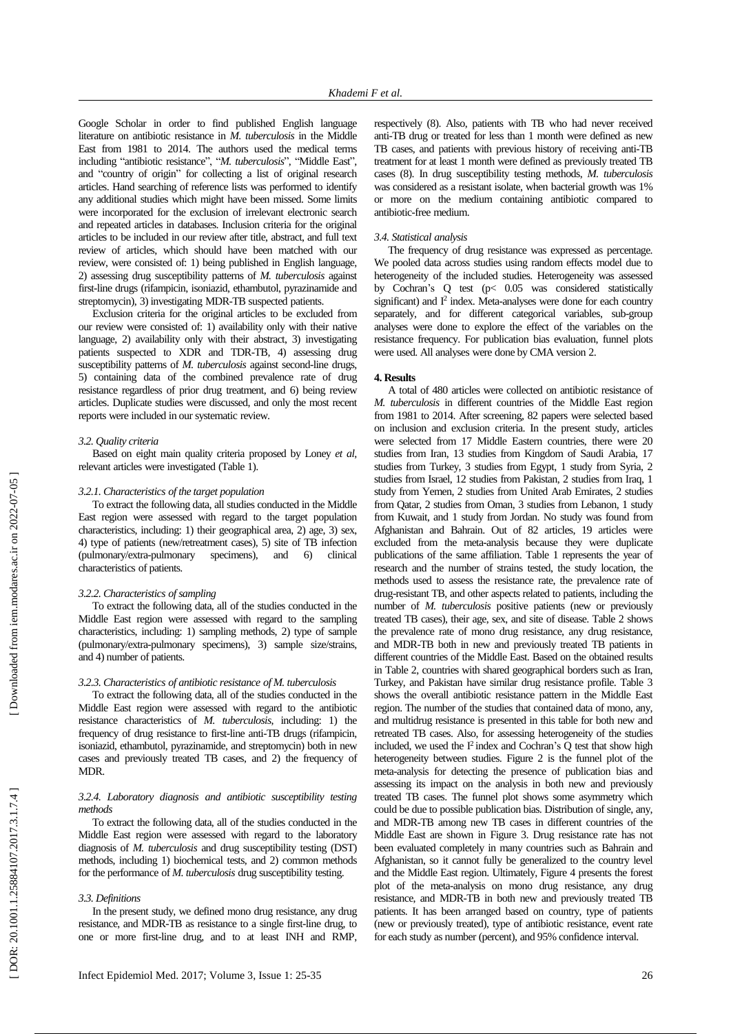Google Scholar in order to find published English language literature on antibiotic resistance in *M. tuberculosis* in the Middle East from 1981 to 2014. The authors used the medical terms including "antibiotic resistance", "*M. tuberculosis*", "Middle East", and "country of origin" for collecting a list of original research articles. Hand searching of reference lists was performed to identify any additional studies which might have been missed. Some limits were incorporated for the exclusion of irrelevant electronic search and repeated articles in databases. Inclusion criteria for the original articles to be included in our review after title, abstract, and full text review of articles, which should have been matched with our review, were consisted of: 1) being published in English language, 2) assessing drug susceptibility patterns of *M. tuberculosis* against first-line drugs (rifampicin, isoniazid, ethambutol, pyrazinamide and streptomycin), 3) investigating MDR-TB suspected patients.

Exclusion criteria for the original articles to be excluded from our review were consisted of: 1) availability only with their native language, 2) availability only with their abstract, 3) investigating patients suspected to XDR and TDR-TB, 4) assessing drug susceptibility patterns of *M. tuberculosis* against second-line drugs, 5) containing data of the combined prevalence rate of drug resistance regardless of prior drug treatment, and 6) being review articles. Duplicate studies were discussed, and only the most recent reports were included in our systematic review.

### *3.2. Quality criteria*

Based on eight main quality criteria proposed by Loney *et al*, relevant articles were investigated (Table 1).

#### *3.2.1. Characteristics of the target population*

To extract the following data, all studies conducted in the Middle East region were assessed with regard to the target population characteristics, including: 1) their geographical area, 2) age, 3) sex, 4) type of patients (new/retreatment cases), 5) site of TB infection (pulmonary/extra-pulmonary specimens), and 6) clinical characteristics of patients.

#### *3.2.2. Characteristics of sampling*

To extract the following data, all of the studies conducted in the Middle East region were assessed with regard to the sampling characteristics, including: 1) sampling methods, 2) type of sample (pulmonary/extra-pulmonary specimens), 3) sample size/strains, and 4) number of patients.

#### *3.2.3. Characteristics of antibiotic resistance of M. tuberculosis*

To extract the following data, all of the studies conducted in the Middle East region were assessed with regard to the antibiotic resistance characteristics of *M. tuberculosis*, including: 1) the frequency of drug resistance to first-line anti-TB drugs (rifampicin, isoniazid, ethambutol, pyrazinamide, and streptomycin) both in new cases and previously treated TB cases, and 2) the frequency of MDR.

#### *3.2.4. Laboratory diagnosis and antibiotic susceptibility testing methods*

To extract the following data, all of the studies conducted in the Middle East region were assessed with regard to the laboratory diagnosis of *M. tuberculosis* and drug susceptibility testing (DST) methods, including 1) biochemical tests, and 2) common methods for the performance of *M. tuberculosis* drug susceptibility testing.

### *3.3. Definitions*

In the present study, we defined mono drug resistance, any drug resistance, and MDR-TB as resistance to a single first-line drug, to one or more first-line drug, and to at least INH and RMP, respectively (8). Also, patients with TB who had never received anti-TB drug or treated for less than 1 month were defined as new TB cases, and patients with previous history of receiving anti-TB treatment for at least 1 month were defined as previously treated TB cases (8). In drug susceptibility testing methods, *M. tuberculosis* was considered as a resistant isolate, when bacterial growth was 1% or more on the medium containing antibiotic compared to antibiotic-free medium.

### *3.4. Statistical analysis*

The frequency of drug resistance was expressed as percentage. We pooled data across studies using random effects model due to heterogeneity of the included studies. Heterogeneity was assessed by Cochran's Q test ($p < 0.05$ was considered statistically significant) and $I^2$ index. Meta-analyses were done for each country separately, and for different categorical variables, sub-group analyses were done to explore the effect of the variables on the resistance frequency. For publication bias evaluation, funnel plots were used. All analyses were done by CMA version 2.

## **4. Results**

A total of 480 articles were collected on antibiotic resistance of *M. tuberculosis* in different countries of the Middle East region from 1981 to 2014. After screening, 82 papers were selected based on inclusion and exclusion criteria. In the present study, articles were selected from 17 Middle Eastern countries, there were 20 studies from Iran, 13 studies from Kingdom of Saudi Arabia, 17 studies from Turkey, 3 studies from Egypt, 1 study from Syria, 2 studies from Israel, 12 studies from Pakistan, 2 studies from Iraq, 1 study from Yemen, 2 studies from United Arab Emirates, 2 studies from Qatar, 2 studies from Oman, 3 studies from Lebanon, 1 study from Kuwait, and 1 study from Jordan. No study was found from Afghanistan and Bahrain. Out of 82 articles, 19 articles were excluded from the meta-analysis because they were duplicate publications of the same affiliation. Table 1 represents the year of research and the number of strains tested, the study location, the methods used to assess the resistance rate, the prevalence rate of drug-resistant TB, and other aspects related to patients, including the number of *M. tuberculosis* positive patients (new or previously treated TB cases), their age, sex, and site of disease. Table 2 shows the prevalence rate of mono drug resistance, any drug resistance, and MDR-TB both in new and previously treated TB patients in different countries of the Middle East. Based on the obtained results in Table 2, countries with shared geographical borders such as Iran, Turkey, and Pakistan have similar drug resistance profile. Table 3 shows the overall antibiotic resistance pattern in the Middle East region. The number of the studies that contained data of mono, any, and multidrug resistance is presented in this table for both new and retreated TB cases. Also, for assessing heterogeneity of the studies included, we used the $I^2$ index and Cochran's Q test that show high heterogeneity between studies. Figure 2 is the funnel plot of the meta-analysis for detecting the presence of publication bias and assessing its impact on the analysis in both new and previously treated TB cases. The funnel plot shows some asymmetry which could be due to possible publication bias. Distribution of single, any, and MDR-TB among new TB cases in different countries of the Middle East are shown in Figure 3. Drug resistance rate has not been evaluated completely in many countries such as Bahrain and Afghanistan, so it cannot fully be generalized to the country level and the Middle East region. Ultimately, Figure 4 presents the forest plot of the meta-analysis on mono drug resistance, any drug resistance, and MDR-TB in both new and previously treated TB patients. It has been arranged based on country, type of patients (new or previously treated), type of antibiotic resistance, event rate for each study as number (percent), and 95% confidence interval.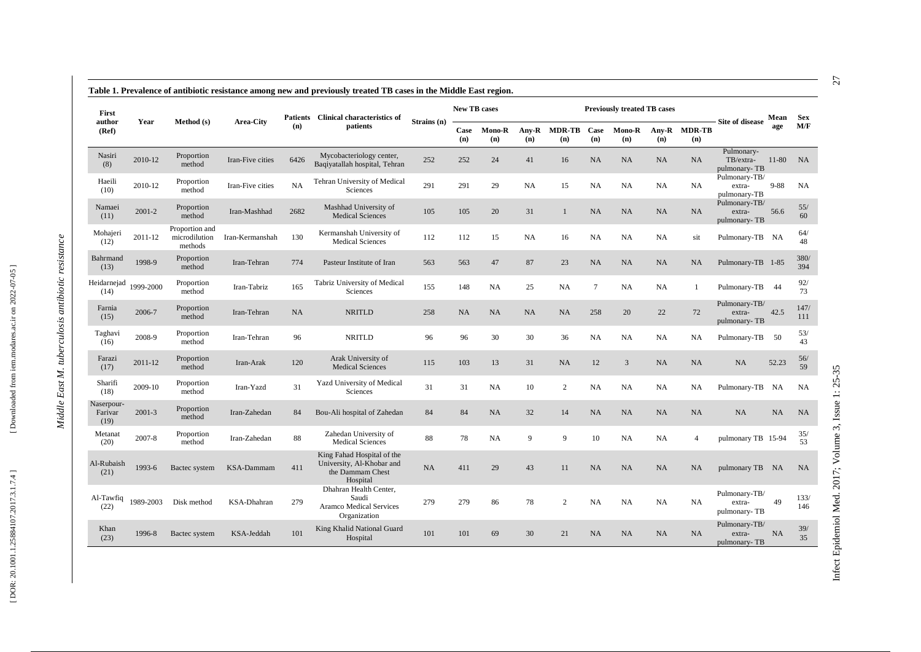**Table 1. Prevalence of antibiotic resistance among new and previously treated TB cases in the Middle East region.**

| First author (Ref) | Year | Method (s) | Area-City | Patients (n) | Clinical characteristics of patients | Strains (n) | New TB cases | | | | Previously treated TB cases | | | | Site of disease | Mean age | Sex M/F |
|---|---|---|---|---|---|---|---|---|---|---|---|---|---|---|---|---|---|
| | | | | | | | Case (n) | Mono-R (n) | Any-R (n) | MDR-TB (n) | Case (n) | Mono-R (n) | Any-R (n) | MDR-TB (n) | | | |
| Nasiri (8) | 2010-12 | Proportion method | Iran-Five cities | 6426 | Mycobacteriology center, Baqiyatallah hospital, Tehran | 252 | 252 | 24 | 41 | 16 | NA | NA | NA | NA | Pulmonary-TB/extra-pulmonary- TB | 11-80 | NA |
| Haeili (10) | 2010-12 | Proportion method | Iran-Five cities | NA | Tehran University of Medical Sciences | 291 | 291 | 29 | NA | 15 | NA | NA | NA | NA | Pulmonary-TB/ extra-pulmonary-TB | 9-88 | NA |
| Namaei (11) | 2001-2 | Proportion method | Iran-Mashhad | 2682 | Mashhad University of Medical Sciences | 105 | 105 | 20 | 31 | 1 | NA | NA | NA | NA | Pulmonary-TB/ extra-pulmonary- TB | 56.6 | 55/ 60 |
| Mohajeri (12) | 2011-12 | Proportion and microdilution methods | Iran-Kermanshah | 130 | Kermanshah University of Medical Sciences | 112 | 112 | 15 | NA | 16 | NA | NA | NA | sit | Pulmonary-TB | NA | 64/ 48 |
| Bahrmand (13) | 1998-9 | Proportion method | Iran-Tehran | 774 | Pasteur Institute of Iran | 563 | 563 | 47 | 87 | 23 | NA | NA | NA | NA | Pulmonary-TB | 1-85 | 380/ 394 |
| Heidarnejad (14) | 1999-2000 | Proportion method | Iran-Tabriz | 165 | Tabriz University of Medical Sciences | 155 | 148 | NA | 25 | NA | 7 | NA | NA | 1 | Pulmonary-TB | 44 | 92/ 73 |
| Farnia (15) | 2006-7 | Proportion method | Iran-Tehran | NA | NRITLD | 258 | NA | NA | NA | NA | 258 | 20 | 22 | 72 | Pulmonary-TB/ extra-pulmonary- TB | 42.5 | 147/ 111 |
| Taghavi (16) | 2008-9 | Proportion method | Iran-Tehran | 96 | NRITLD | 96 | 96 | 30 | 30 | 36 | NA | NA | NA | NA | Pulmonary-TB | 50 | 53/ 43 |
| Farazi (17) | 2011-12 | Proportion method | Iran-Arak | 120 | Arak University of Medical Sciences | 115 | 103 | 13 | 31 | NA | 12 | 3 | NA | NA | NA | 52.23 | 56/ 59 |
| Sharifi (18) | 2009-10 | Proportion method | Iran-Yazd | 31 | Yazd University of Medical Sciences | 31 | 31 | NA | 10 | 2 | NA | NA | NA | NA | Pulmonary-TB | NA | NA |
| Naserpour-Farivar (19) | 2001-3 | Proportion method | Iran-Zahedan | 84 | Bou-Ali hospital of Zahedan | 84 | 84 | NA | 32 | 14 | NA | NA | NA | NA | NA | NA | NA |
| Metanat (20) | 2007-8 | Proportion method | Iran-Zahedan | 88 | Zahedan University of Medical Sciences | 88 | 78 | NA | 9 | 9 | 10 | NA | NA | 4 | pulmonary TB | 15-94 | 35/ 53 |
| Al-Rubaish (21) | 1993-6 | Bactec system | KSA-Dammam | 411 | King Fahad Hospital of the University, Al-Khobar and the Dammam Chest Hospital | NA | 411 | 29 | 43 | 11 | NA | NA | NA | NA | pulmonary TB | NA | NA |
| Al-Tawfiq (22) | 1989-2003 | Disk method | KSA-Dhahran | 279 | Dhahran Health Center, Saudi Aramco Medical Services Organization | 279 | 279 | 86 | 78 | 2 | NA | NA | NA | NA | Pulmonary-TB/ extra-pulmonary- TB | 49 | 133/ 146 |
| Khan (23) | 1996-8 | Bactec system | KSA-Jeddah | 101 | King Khalid National Guard Hospital | 101 | 101 | 69 | 30 | 21 | NA | NA | NA | NA | Pulmonary-TB/ extra-pulmonary- TB | NA | 39/ 35 |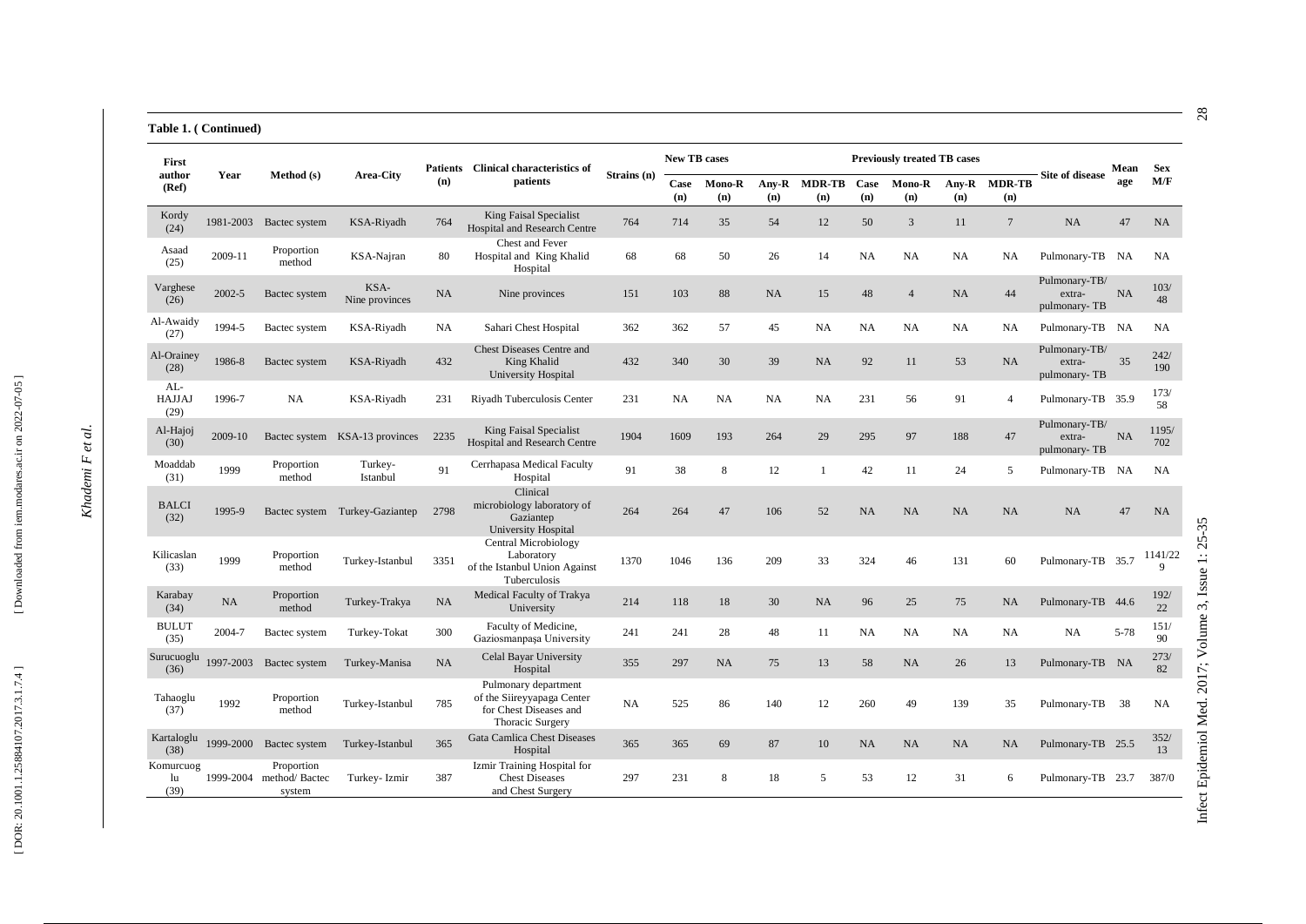**Table 1. ( Continued)**

| First author (Ref) | Year | Method (s) | Area-City | Patients (n) | Clinical characteristics of patients | Strains (n) | New TB cases | | | | Previously treated TB cases | | | | Site of disease | Mean age | Sex M/F |
|---|---|---|---|---|---|---|---|---|---|---|---|---|---|---|---|---|---|
| | | | | | | | Case (n) | Mono-R (n) | Any-R (n) | MDR-TB (n) | Case (n) | Mono-R (n) | Any-R (n) | MDR-TB (n) | | | |
| Kordy (24) | 1981-2003 | Bactec system | KSA-Riyadh | 764 | King Faisal Specialist Hospital and Research Centre | 764 | 714 | 35 | 54 | 12 | 50 | 3 | 11 | 7 | NA | 47 | NA |
| Asaad (25) | 2009-11 | Proportion method | KSA-Najran | 80 | Chest and Fever Hospital and King Khalid Hospital | 68 | 68 | 50 | 26 | 14 | NA | NA | NA | NA | Pulmonary-TB | NA | NA |
| Varghese (26) | 2002-5 | Bactec system | KSA- Nine provinces | NA | Nine provinces | 151 | 103 | 88 | NA | 15 | 48 | 4 | NA | 44 | Pulmonary-TB/ extra- pulmonary- TB | NA | 103/ 48 |
| Al-Awaidy (27) | 1994-5 | Bactec system | KSA-Riyadh | NA | Sahari Chest Hospital | 362 | 362 | 57 | 45 | NA | NA | NA | NA | NA | Pulmonary-TB | NA | NA |
| Al-Orainey (28) | 1986-8 | Bactec system | KSA-Riyadh | 432 | Chest Diseases Centre and King Khalid University Hospital | 432 | 340 | 30 | 39 | NA | 92 | 11 | 53 | NA | Pulmonary-TB/ extra- pulmonary- TB | 35 | 242/ 190 |
| AL-HAJJAJ (29) | 1996-7 | NA | KSA-Riyadh | 231 | Riyadh Tuberculosis Center | 231 | NA | NA | NA | NA | 231 | 56 | 91 | 4 | Pulmonary-TB | 35.9 | 173/ 58 |
| Al-Hajoj (30) | 2009-10 | Bactec system | KSA-13 provinces | 2235 | King Faisal Specialist Hospital and Research Centre | 1904 | 1609 | 193 | 264 | 29 | 295 | 97 | 188 | 47 | Pulmonary-TB/ extra- pulmonary- TB | NA | 1195/ 702 |
| Moaddab (31) | 1999 | Proportion method | Turkey- Istanbul | 91 | Cerrhapasa Medical Faculty Hospital | 91 | 38 | 8 | 12 | 1 | 42 | 11 | 24 | 5 | Pulmonary-TB | NA | NA |
| BALCI (32) | 1995-9 | Bactec system | Turkey-Gaziantep | 2798 | Clinical microbiology laboratory of Gaziantep University Hospital | 264 | 264 | 47 | 106 | 52 | NA | NA | NA | NA | NA | 47 | NA |
| Kilicaslan (33) | 1999 | Proportion method | Turkey-Istanbul | 3351 | Central Microbiology Laboratory of the Istanbul Union Against Tuberculosis | 1370 | 1046 | 136 | 209 | 33 | 324 | 46 | 131 | 60 | Pulmonary-TB | 35.7 | 1141/22 9 |
| Karabay (34) | NA | Proportion method | Turkey-Trakya | NA | Medical Faculty of Trakya University | 214 | 118 | 18 | 30 | NA | 96 | 25 | 75 | NA | Pulmonary-TB | 44.6 | 192/ 22 |
| BULUT (35) | 2004-7 | Bactec system | Turkey-Tokat | 300 | Faculty of Medicine, Gaziosmanpaşa University | 241 | 241 | 28 | 48 | 11 | NA | NA | NA | NA | NA | 5-78 | 151/ 90 |
| Surucuoglu (36) | 1997-2003 | Bactec system | Turkey-Manisa | NA | Celal Bayar University Hospital | 355 | 297 | NA | 75 | 13 | 58 | NA | 26 | 13 | Pulmonary-TB | NA | 273/ 82 |
| Tahaoglu (37) | 1992 | Proportion method | Turkey-Istanbul | 785 | Pulmonary department of the Siireyyapaga Center for Chest Diseases and Thoracic Surgery | NA | 525 | 86 | 140 | 12 | 260 | 49 | 139 | 35 | Pulmonary-TB | 38 | NA |
| Kartaloglu (38) | 1999-2000 | Bactec system | Turkey-Istanbul | 365 | Gata Camlica Chest Diseases Hospital | 365 | 365 | 69 | 87 | 10 | NA | NA | NA | NA | Pulmonary-TB | 25.5 | 352/ 13 |
| Komurcuoglu (39) | 1999-2004 | Proportion method/ Bactec system | Turkey- Izmir | 387 | Izmir Training Hospital for Chest Diseases and Chest Surgery | 297 | 231 | 8 | 18 | 5 | 53 | 12 | 31 | 6 | Pulmonary-TB | 23.7 | 387/0 |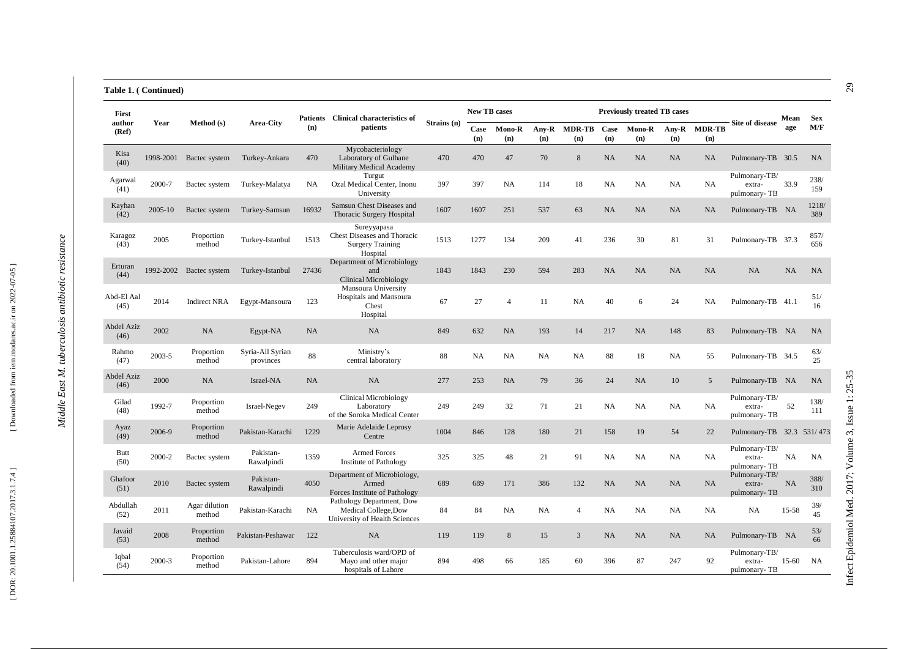**Table 1. ( Continued)**

| First author (Ref) | Year | Method (s) | Area-City | Patients (n) | Clinical characteristics of patients | Strains (n) | New TB cases | | | | Previously treated TB cases | | | | Site of disease | Mean age | Sex M/F |
|---|---|---|---|---|---|---|---|---|---|---|---|---|---|---|---|---|---|
| | | | | | | | Case (n) | Mono-R (n) | Any-R (n) | MDR-TB (n) | Case (n) | Mono-R (n) | Any-R (n) | MDR-TB (n) | | | |
| Kisa (40) | 1998-2001 | Bactec system | Turkey-Ankara | 470 | Mycobacteriology Laboratory of Gulhane Military Medical Academy | 470 | 470 | 47 | 70 | 8 | NA | NA | NA | NA | Pulmonary-TB | 30.5 | NA |
| Agarwal (41) | 2000-7 | Bactec system | Turkey-Malatya | NA | Turgut Ozal Medical Center, Inonu University | 397 | 397 | NA | 114 | 18 | NA | NA | NA | NA | Pulmonary-TB/ extra-pulmonary- TB | 33.9 | 238/ 159 |
| Kayhan (42) | 2005-10 | Bactec system | Turkey-Samsun | 16932 | Samsun Chest Diseases and Thoracic Surgery Hospital | 1607 | 1607 | 251 | 537 | 63 | NA | NA | NA | NA | Pulmonary-TB | NA | 1218/ 389 |
| Karagoz (43) | 2005 | Proportion method | Turkey-Istanbul | 1513 | Sureyyapasa Chest Diseases and Thoracic Surgery Training Hospital | 1513 | 1277 | 134 | 209 | 41 | 236 | 30 | 81 | 31 | Pulmonary-TB | 37.3 | 857/ 656 |
| Erturan (44) | 1992-2002 | Bactec system | Turkey-Istanbul | 27436 | Department of Microbiology and Clinical Microbiology | 1843 | 1843 | 230 | 594 | 283 | NA | NA | NA | NA | NA | NA | NA |
| Abd-El Aal (45) | 2014 | Indirect NRA | Egypt-Mansoura | 123 | Mansoura University Hospitals and Mansoura Chest Hospital | 67 | 27 | 4 | 11 | NA | 40 | 6 | 24 | NA | Pulmonary-TB | 41.1 | 51/ 16 |
| Abdel Aziz (46) | 2002 | NA | Egypt-NA | NA | NA | 849 | 632 | NA | 193 | 14 | 217 | NA | 148 | 83 | Pulmonary-TB | NA | NA |
| Rahmo (47) | 2003-5 | Proportion method | Syria-All Syrian provinces | 88 | Ministry's central laboratory | 88 | NA | NA | NA | NA | 88 | 18 | NA | 55 | Pulmonary-TB | 34.5 | 63/ 25 |
| Abdel Aziz (46) | 2000 | NA | Israel-NA | NA | NA | 277 | 253 | NA | 79 | 36 | 24 | NA | 10 | 5 | Pulmonary-TB | NA | NA |
| Gilad (48) | 1992-7 | Proportion method | Israel-Negev | 249 | Clinical Microbiology Laboratory of the Soroka Medical Center | 249 | 249 | 32 | 71 | 21 | NA | NA | NA | NA | Pulmonary-TB/ extra-pulmonary- TB | 52 | 138/ 111 |
| Ayaz (49) | 2006-9 | Proportion method | Pakistan-Karachi | 1229 | Marie Adelaide Leprosy Centre | 1004 | 846 | 128 | 180 | 21 | 158 | 19 | 54 | 22 | Pulmonary-TB | 32.3 | 531/ 473 |
| Butt (50) | 2000-2 | Bactec system | Pakistan-Rawalpindi | 1359 | Armed Forces Institute of Pathology | 325 | 325 | 48 | 21 | 91 | NA | NA | NA | NA | Pulmonary-TB/ extra-pulmonary- TB | NA | NA |
| Ghafoor (51) | 2010 | Bactec system | Pakistan-Rawalpindi | 4050 | Department of Microbiology, Armed Forces Institute of Pathology | 689 | 689 | 171 | 386 | 132 | NA | NA | NA | NA | Pulmonary-TB/ extra-pulmonary- TB | NA | 388/ 310 |
| Abdullah (52) | 2011 | Agar dilution method | Pakistan-Karachi | NA | Pathology Department, Dow Medical College,Dow University of Health Sciences | 84 | 84 | NA | NA | 4 | NA | NA | NA | NA | NA | 15-58 | 39/ 45 |
| Javaid (53) | 2008 | Proportion method | Pakistan-Peshawar | 122 | NA | 119 | 119 | 8 | 15 | 3 | NA | NA | NA | NA | Pulmonary-TB | NA | 53/ 66 |
| Iqbal (54) | 2000-3 | Proportion method | Pakistan-Lahore | 894 | Tuberculosis ward/OPD of Mayo and other major hospitals of Lahore | 894 | 498 | 66 | 185 | 60 | 396 | 87 | 247 | 92 | Pulmonary-TB/ extra-pulmonary- TB | 15-60 | NA |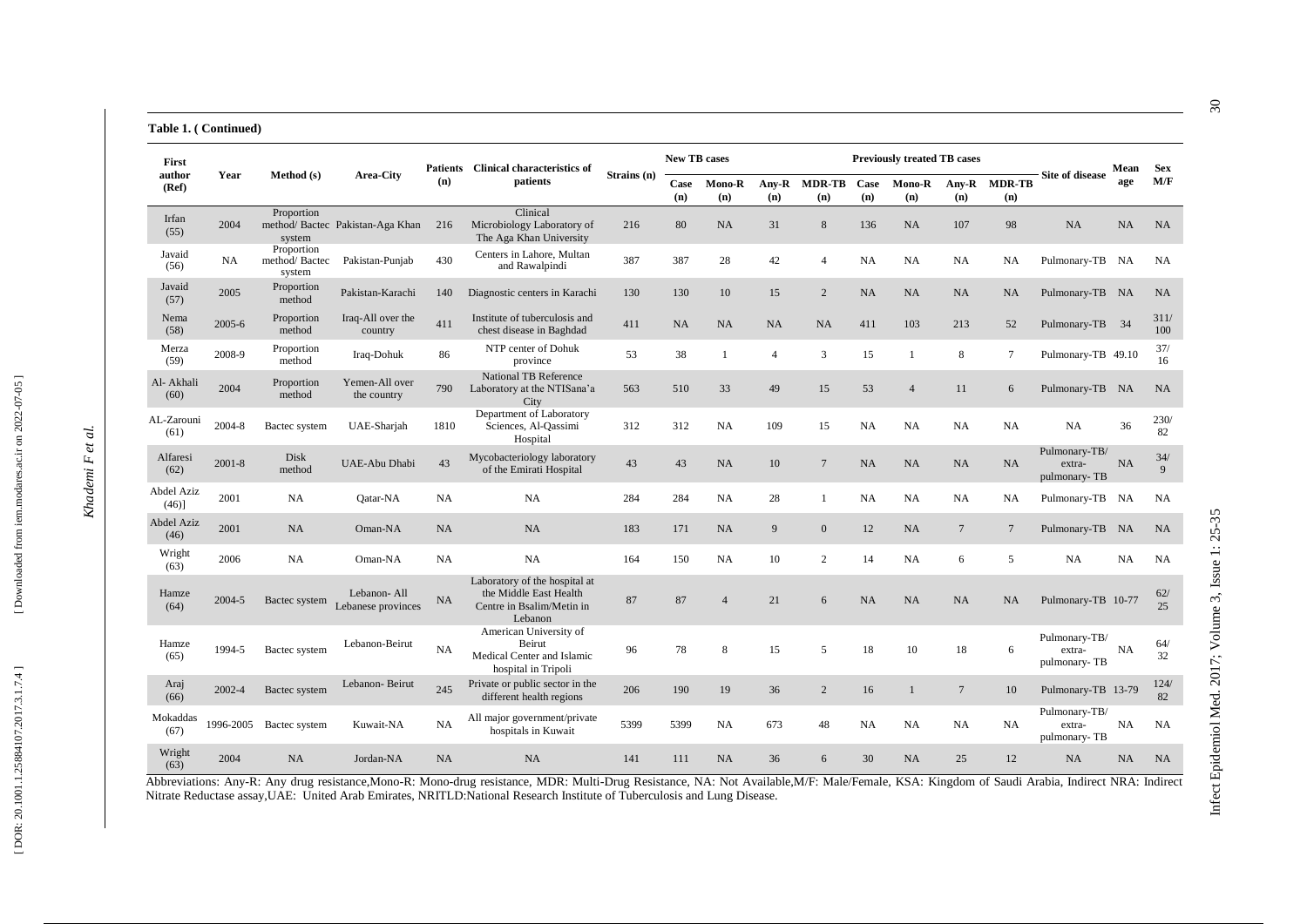**Table 1. ( Continued)**

| First author (Ref) | Year | Method (s) | Area-City | Patients (n) | Clinical characteristics of patients | Strains (n) | New TB cases | | | | Previously treated TB cases | | | | Site of disease | Mean age | Sex M/F |
|---|---|---|---|---|---|---|---|---|---|---|---|---|---|---|---|---|---|
| | | | | | | | Case (n) | Mono-R (n) | Any-R (n) | MDR-TB (n) | Case (n) | Mono-R (n) | Any-R (n) | MDR-TB (n) | | | |
| Irfan (55) | 2004 | Proportion method/ Bactec system | Pakistan-Aga Khan | 216 | Clinical Microbiology Laboratory of The Aga Khan University | 216 | 80 | NA | 31 | 8 | 136 | NA | 107 | 98 | NA | NA | NA |
| Javaid (56) | NA | Proportion method/ Bactec system | Pakistan-Punjab | 430 | Centers in Lahore, Multan and Rawalpindi | 387 | 387 | 28 | 42 | 4 | NA | NA | NA | NA | Pulmonary-TB | NA | NA |
| Javaid (57) | 2005 | Proportion method | Pakistan-Karachi | 140 | Diagnostic centers in Karachi | 130 | 130 | 10 | 15 | 2 | NA | NA | NA | NA | Pulmonary-TB | NA | NA |
| Nema (58) | 2005-6 | Proportion method | Iraq-All over the country | 411 | Institute of tuberculosis and chest disease in Baghdad | 411 | NA | NA | NA | NA | 411 | 103 | 213 | 52 | Pulmonary-TB | 34 | 311/ 100 |
| Merza (59) | 2008-9 | Proportion method | Iraq-Dohuk | 86 | NTP center of Dohuk province | 53 | 38 | 1 | 4 | 3 | 15 | 1 | 8 | 7 | Pulmonary-TB | 49.10 | 37/ 16 |
| Al- Akhali (60) | 2004 | Proportion method | Yemen-All over the country | 790 | National TB Reference Laboratory at the NTISana'a City | 563 | 510 | 33 | 49 | 15 | 53 | 4 | 11 | 6 | Pulmonary-TB | NA | NA |
| AL-Zarouni (61) | 2004-8 | Bactec system | UAE-Sharjah | 1810 | Department of Laboratory Sciences, Al-Qassimi Hospital | 312 | 312 | NA | 109 | 15 | NA | NA | NA | NA | NA | 36 | 230/ 82 |
| Alfaresi (62) | 2001-8 | Disk method | UAE-Abu Dhabi | 43 | Mycobacteriology laboratory of the Emirati Hospital | 43 | 43 | NA | 10 | 7 | NA | NA | NA | NA | Pulmonary-TB/ extra- pulmonary- TB | NA | 34/ 9 |
| Abdel Aziz (46)] | 2001 | NA | Qatar-NA | NA | NA | 284 | 284 | NA | 28 | 1 | NA | NA | NA | NA | Pulmonary-TB | NA | NA |
| Abdel Aziz (46) | 2001 | NA | Oman-NA | NA | NA | 183 | 171 | NA | 9 | 0 | 12 | NA | 7 | 7 | Pulmonary-TB | NA | NA |
| Wright (63) | 2006 | NA | Oman-NA | NA | NA | 164 | 150 | NA | 10 | 2 | 14 | NA | 6 | 5 | NA | NA | NA |
| Hamze (64) | 2004-5 | Bactec system | Lebanon- All Lebanese provinces | NA | Laboratory of the hospital at the Middle East Health Centre in Bsalim/Metin in Lebanon | 87 | 87 | 4 | 21 | 6 | NA | NA | NA | NA | Pulmonary-TB | 10-77 | 62/ 25 |
| Hamze (65) | 1994-5 | Bactec system | Lebanon-Beirut | NA | American University of Beirut Medical Center and Islamic hospital in Tripoli | 96 | 78 | 8 | 15 | 5 | 18 | 10 | 18 | 6 | Pulmonary-TB/ extra- pulmonary- TB | NA | 64/ 32 |
| Araj (66) | 2002-4 | Bactec system | Lebanon- Beirut | 245 | Private or public sector in the different health regions | 206 | 190 | 19 | 36 | 2 | 16 | 1 | 7 | 10 | Pulmonary-TB | 13-79 | 124/ 82 |
| Mokaddas (67) | 1996-2005 | Bactec system | Kuwait-NA | NA | All major government/private hospitals in Kuwait | 5399 | 5399 | NA | 673 | 48 | NA | NA | NA | NA | Pulmonary-TB/ extra- pulmonary- TB | NA | NA |
| Wright (63) | 2004 | NA | Jordan-NA | NA | NA | 141 | 111 | NA | 36 | 6 | 30 | NA | 25 | 12 | NA | NA | NA |

Abbreviations: Any-R: Any drug resistance,Mono-R: Mono-drug resistance, MDR: Multi-Drug Resistance, NA: Not Available,M/F: Male/Female, KSA: Kingdom of Saudi Arabia, Indirect NRA: Indirect Nitrate Reductase assay,UAE: United Arab Emirates, NRITLD:National Research Institute of Tuberculosis and Lung Disease.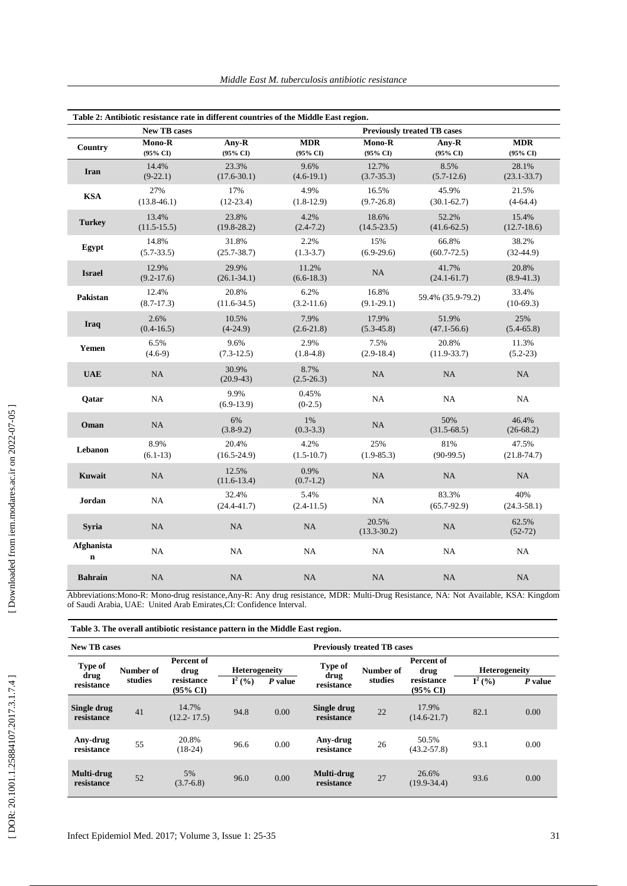**Table 2: Antibiotic resistance rate in different countries of the Middle East region.**

| Country | New TB cases | | | Previously treated TB cases | | |
|---|---|---|---|---|---|---|
| | Mono-R (95% CI) | Any-R (95% CI) | MDR (95% CI) | Mono-R (95% CI) | Any-R (95% CI) | MDR (95% CI) |
| **Iran** | 14.4% (9-22.1) | 23.3% (17.6-30.1) | 9.6% (4.6-19.1) | 12.7% (3.7-35.3) | 8.5% (5.7-12.6) | 28.1% (23.1-33.7) |
| **KSA** | 27% (13.8-46.1) | 17% (12-23.4) | 4.9% (1.8-12.9) | 16.5% (9.7-26.8) | 45.9% (30.1-62.7) | 21.5% (4-64.4) |
| **Turkey** | 13.4% (11.5-15.5) | 23.8% (19.8-28.2) | 4.2% (2.4-7.2) | 18.6% (14.5-23.5) | 52.2% (41.6-62.5) | 15.4% (12.7-18.6) |
| **Egypt** | 14.8% (5.7-33.5) | 31.8% (25.7-38.7) | 2.2% (1.3-3.7) | 15% (6.9-29.6) | 66.8% (60.7-72.5) | 38.2% (32-44.9) |
| **Israel** | 12.9% (9.2-17.6) | 29.9% (26.1-34.1) | 11.2% (6.6-18.3) | NA | 41.7% (24.1-61.7) | 20.8% (8.9-41.3) |
| **Pakistan** | 12.4% (8.7-17.3) | 20.8% (11.6-34.5) | 6.2% (3.2-11.6) | 16.8% (9.1-29.1) | 59.4% (35.9-79.2) | 33.4% (10-69.3) |
| **Iraq** | 2.6% (0.4-16.5) | 10.5% (4-24.9) | 7.9% (2.6-21.8) | 17.9% (5.3-45.8) | 51.9% (47.1-56.6) | 25% (5.4-65.8) |
| **Yemen** | 6.5% (4.6-9) | 9.6% (7.3-12.5) | 2.9% (1.8-4.8) | 7.5% (2.9-18.4) | 20.8% (11.9-33.7) | 11.3% (5.2-23) |
| **UAE** | NA | 30.9% (20.9-43) | 8.7% (2.5-26.3) | NA | NA | NA |
| **Qatar** | NA | 9.9% (6.9-13.9) | 0.45% (0-2.5) | NA | NA | NA |
| **Oman** | NA | 6% (3.8-9.2) | 1% (0.3-3.3) | NA | 50% (31.5-68.5) | 46.4% (26-68.2) |
| **Lebanon** | 8.9% (6.1-13) | 20.4% (16.5-24.9) | 4.2% (1.5-10.7) | 25% (1.9-85.3) | 81% (90-99.5) | 47.5% (21.8-74.7) |
| **Kuwait** | NA | 12.5% (11.6-13.4) | 0.9% (0.7-1.2) | NA | NA | NA |
| **Jordan** | NA | 32.4% (24.4-41.7) | 5.4% (2.4-11.5) | NA | 83.3% (65.7-92.9) | 40% (24.3-58.1) |
| **Syria** | NA | NA | NA | 20.5% (13.3-30.2) | NA | 62.5% (52-72) |
| **Afghanistan** | NA | NA | NA | NA | NA | NA |
| **Bahrain** | NA | NA | NA | NA | NA | NA |

Abbreviations:Mono-R: Mono-drug resistance,Any-R: Any drug resistance, MDR: Multi-Drug Resistance, NA: Not Available, KSA: Kingdom of Saudi Arabia, UAE: United Arab Emirates,CI: Confidence Interval.

**Table 3. The overall antibiotic resistance pattern in the Middle East region.**

| New TB cases | | | | | Previously treated TB cases | | | | |
|---|---|---|---|---|---|---|---|---|---|
| Type of drug resistance | Number of studies | Percent of drug resistance (95% CI) | Heterogeneity | | Type of drug resistance | Number of studies | Percent of drug resistance (95% CI) | Heterogeneity | |
| | | | $I^2$ (%) | *P* value | | | | $I^2$ (%) | *P* value |
| **Single drug resistance** | 41 | 14.7% (12.2- 17.5) | 94.8 | 0.00 | **Single drug resistance** | 22 | 17.9% (14.6-21.7) | 82.1 | 0.00 |
| **Any-drug resistance** | 55 | 20.8% (18-24) | 96.6 | 0.00 | **Any-drug resistance** | 26 | 50.5% (43.2-57.8) | 93.1 | 0.00 |
| **Multi-drug resistance** | 52 | 5% (3.7-6.8) | 96.0 | 0.00 | **Multi-drug resistance** | 27 | 26.6% (19.9-34.4) | 93.6 | 0.00 |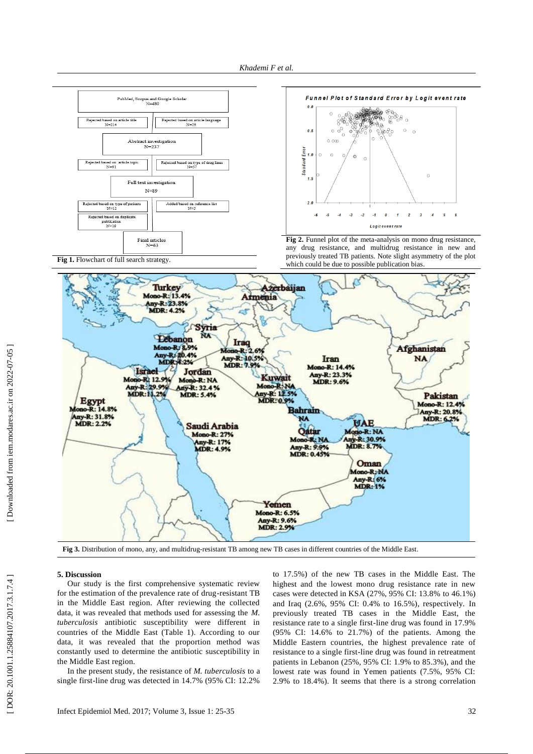Fig 1. Flowchart of full search strategy.

Fig 2. Funnel plot of the meta-analysis on mono drug resistance, any drug resistance, and multidrug resistance in new and previously treated TB patients. Note slight asymmetry of the plot which could be due to possible publication bias.

Fig 3. Distribution of mono, any, and multidrug-resistant TB among new TB cases in different countries of the Middle East.

## 5. Discussion

Our study is the first comprehensive systematic review for the estimation of the prevalence rate of drug-resistant TB in the Middle East region. After reviewing the collected data, it was revealed that methods used for assessing the *M. tuberculosis* antibiotic susceptibility were different in countries of the Middle East (Table 1). According to our data, it was revealed that the proportion method was constantly used to determine the antibiotic susceptibility in the Middle East region.

In the present study, the resistance of *M. tuberculosis* to a single first-line drug was detected in 14.7% (95% CI: 12.2% to 17.5%) of the new TB cases in the Middle East. The highest and the lowest mono drug resistance rate in new cases were detected in KSA (27%, 95% CI: 13.8% to 46.1%) and Iraq (2.6%, 95% CI: 0.4% to 16.5%), respectively. In previously treated TB cases in the Middle East, the resistance rate to a single first-line drug was found in 17.9% (95% CI: 14.6% to 21.7%) of the patients. Among the Middle Eastern countries, the highest prevalence rate of resistance to a single first-line drug was found in retreatment patients in Lebanon (25%, 95% CI: 1.9% to 85.3%), and the lowest rate was found in Yemen patients (7.5%, 95% CI: 2.9% to 18.4%). It seems that there is a strong correlation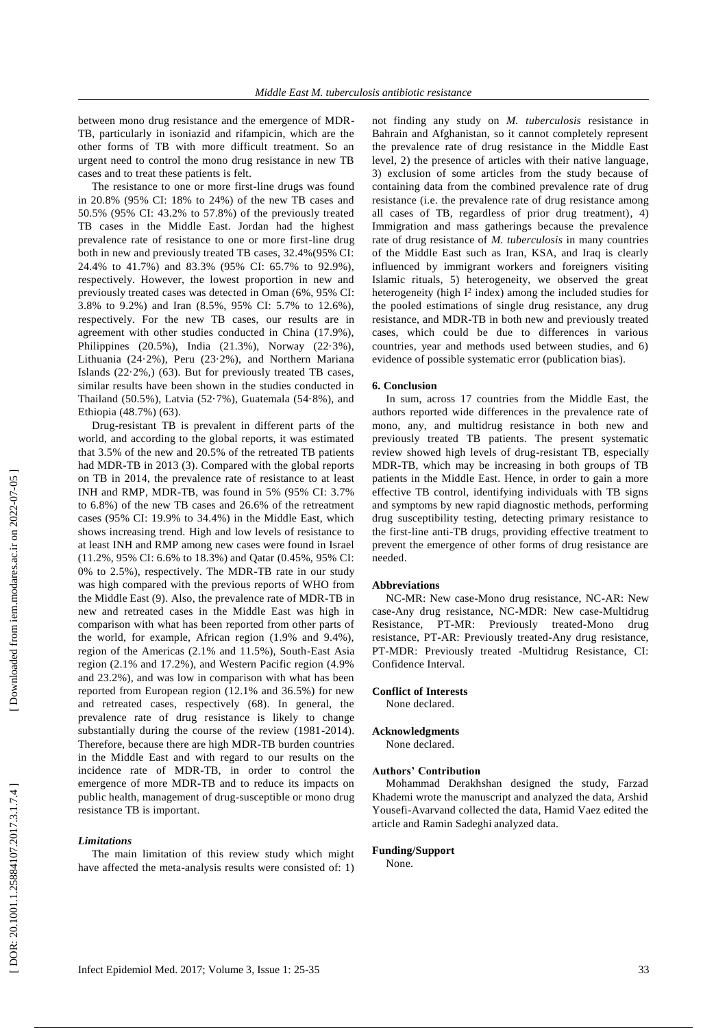between mono drug resistance and the emergence of MDR-TB, particularly in isoniazid and rifampicin, which are the other forms of TB with more difficult treatment. So an urgent need to control the mono drug resistance in new TB cases and to treat these patients is felt.

The resistance to one or more first-line drugs was found in 20.8% (95% CI: 18% to 24%) of the new TB cases and 50.5% (95% CI: 43.2% to 57.8%) of the previously treated TB cases in the Middle East. Jordan had the highest prevalence rate of resistance to one or more first-line drug both in new and previously treated TB cases, 32.4%(95% CI: 24.4% to 41.7%) and 83.3% (95% CI: 65.7% to 92.9%), respectively. However, the lowest proportion in new and previously treated cases was detected in Oman (6%, 95% CI: 3.8% to 9.2%) and Iran (8.5%, 95% CI: 5.7% to 12.6%), respectively. For the new TB cases, our results are in agreement with other studies conducted in China (17.9%), Philippines (20.5%), India (21.3%), Norway (22·3%), Lithuania (24·2%), Peru (23·2%), and Northern Mariana Islands (22·2%,) (63). But for previously treated TB cases, similar results have been shown in the studies conducted in Thailand (50.5%), Latvia (52·7%), Guatemala (54·8%), and Ethiopia (48.7%) (63).

Drug-resistant TB is prevalent in different parts of the world, and according to the global reports, it was estimated that 3.5% of the new and 20.5% of the retreated TB patients had MDR-TB in 2013 (3). Compared with the global reports on TB in 2014, the prevalence rate of resistance to at least INH and RMP, MDR-TB, was found in 5% (95% CI: 3.7% to 6.8%) of the new TB cases and 26.6% of the retreatment cases (95% CI: 19.9% to 34.4%) in the Middle East, which shows increasing trend. High and low levels of resistance to at least INH and RMP among new cases were found in Israel (11.2%, 95% CI: 6.6% to 18.3%) and Qatar (0.45%, 95% CI: 0% to 2.5%), respectively. The MDR-TB rate in our study was high compared with the previous reports of WHO from the Middle East (9). Also, the prevalence rate of MDR-TB in new and retreated cases in the Middle East was high in comparison with what has been reported from other parts of the world, for example, African region (1.9% and 9.4%), region of the Americas (2.1% and 11.5%), South-East Asia region (2.1% and 17.2%), and Western Pacific region (4.9% and 23.2%), and was low in comparison with what has been reported from European region (12.1% and 36.5%) for new and retreated cases, respectively (68). In general, the prevalence rate of drug resistance is likely to change substantially during the course of the review (1981-2014). Therefore, because there are high MDR-TB burden countries in the Middle East and with regard to our results on the incidence rate of MDR-TB, in order to control the emergence of more MDR-TB and to reduce its impacts on public health, management of drug-susceptible or mono drug resistance TB is important.

### *Limitations*

The main limitation of this review study which might have affected the meta-analysis results were consisted of: 1) not finding any study on *M. tuberculosis* resistance in Bahrain and Afghanistan, so it cannot completely represent the prevalence rate of drug resistance in the Middle East level, 2) the presence of articles with their native language, 3) exclusion of some articles from the study because of containing data from the combined prevalence rate of drug resistance (i.e. the prevalence rate of drug resistance among all cases of TB, regardless of prior drug treatment), 4) Immigration and mass gatherings because the prevalence rate of drug resistance of *M. tuberculosis* in many countries of the Middle East such as Iran, KSA, and Iraq is clearly influenced by immigrant workers and foreigners visiting Islamic rituals, 5) heterogeneity, we observed the great heterogeneity (high $I^2$ index) among the included studies for the pooled estimations of single drug resistance, any drug resistance, and MDR-TB in both new and previously treated cases, which could be due to differences in various countries, year and methods used between studies, and 6) evidence of possible systematic error (publication bias).

## 6. Conclusion

In sum, across 17 countries from the Middle East, the authors reported wide differences in the prevalence rate of mono, any, and multidrug resistance in both new and previously treated TB patients. The present systematic review showed high levels of drug-resistant TB, especially MDR-TB, which may be increasing in both groups of TB patients in the Middle East. Hence, in order to gain a more effective TB control, identifying individuals with TB signs and symptoms by new rapid diagnostic methods, performing drug susceptibility testing, detecting primary resistance to the first-line anti-TB drugs, providing effective treatment to prevent the emergence of other forms of drug resistance are needed.

#### Abbreviations

NC-MR: New case-Mono drug resistance, NC-AR: New case-Any drug resistance, NC-MDR: New case-Multidrug Resistance, PT-MR: Previously treated-Mono drug resistance, PT-AR: Previously treated-Any drug resistance, PT-MDR: Previously treated -Multidrug Resistance, CI: Confidence Interval.

#### Conflict of Interests

None declared.

#### Acknowledgments

None declared.

#### Authors' Contribution

Mohammad Derakhshan designed the study, Farzad Khademi wrote the manuscript and analyzed the data, Arshid Yousefi-Avarvand collected the data, Hamid Vaez edited the article and Ramin Sadeghi analyzed data.

#### Funding/Support

None.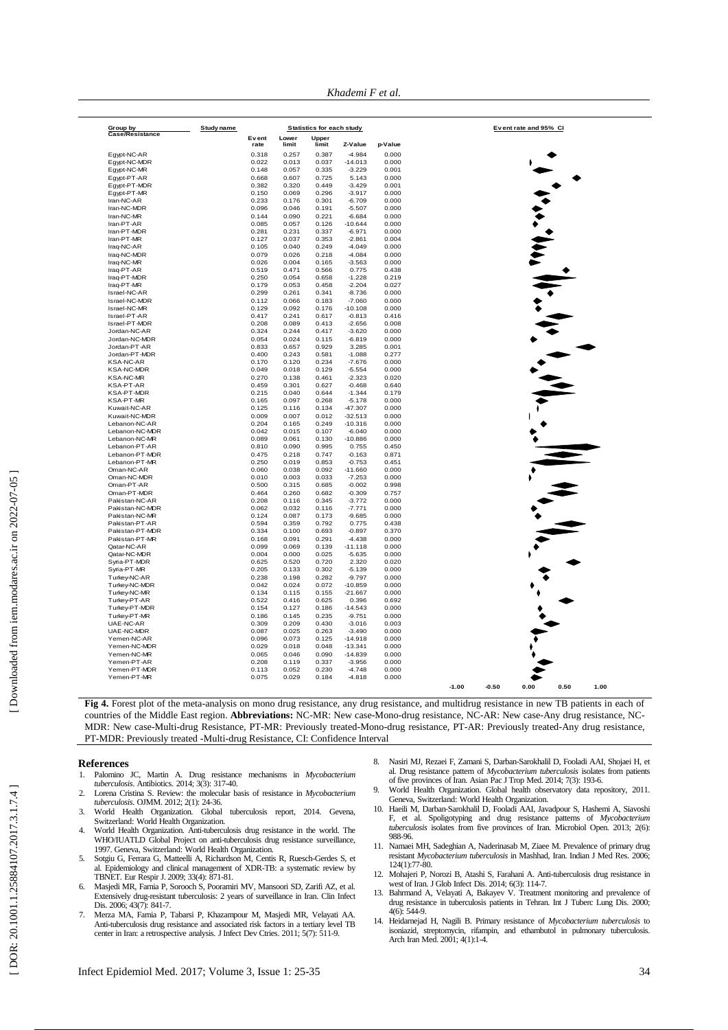| Group by Case/Resistance | Study name | Event rate | Lower limit | Upper limit | Z-Value | p-Value |
|---|---|---|---|---|---|---|
| Egypt-NC-AR | | 0.318 | 0.257 | 0.387 | -4.984 | 0.000 |
| Egypt-NC-MDR | | 0.022 | 0.013 | 0.037 | -14.013 | 0.000 |
| Egypt-NC-MR | | 0.148 | 0.057 | 0.335 | -3.229 | 0.001 |
| Egypt-PT-AR | | 0.668 | 0.607 | 0.725 | 5.143 | 0.000 |
| Egypt-PT-MDR | | 0.382 | 0.320 | 0.449 | -3.429 | 0.001 |
| Egypt-PT-MR | | 0.150 | 0.069 | 0.296 | -3.917 | 0.000 |
| Iran-NC-AR | | 0.233 | 0.176 | 0.301 | -6.709 | 0.000 |
| Iran-NC-MDR | | 0.096 | 0.046 | 0.191 | -5.507 | 0.000 |
| Iran-NC-MR | | 0.144 | 0.090 | 0.221 | -6.684 | 0.000 |
| Iran-PT-AR | | 0.085 | 0.057 | 0.126 | -10.644 | 0.000 |
| Iran-PT-MDR | | 0.281 | 0.231 | 0.337 | -6.971 | 0.000 |
| Iran-PT-MR | | 0.127 | 0.037 | 0.353 | -2.861 | 0.004 |
| Iraq-NC-AR | | 0.105 | 0.040 | 0.249 | -4.049 | 0.000 |
| Iraq-NC-MDR | | 0.079 | 0.026 | 0.218 | -4.084 | 0.000 |
| Iraq-NC-MR | | 0.026 | 0.004 | 0.165 | -3.563 | 0.000 |
| Iraq-PT-AR | | 0.519 | 0.471 | 0.566 | 0.775 | 0.438 |
| Iraq-PT-MDR | | 0.250 | 0.054 | 0.658 | -1.228 | 0.219 |
| Iraq-PT-MR | | 0.179 | 0.053 | 0.458 | -2.204 | 0.027 |
| Israel-NC-AR | | 0.299 | 0.261 | 0.341 | -8.736 | 0.000 |
| Israel-NC-MDR | | 0.112 | 0.066 | 0.183 | -7.060 | 0.000 |
| Israel-NC-MR | | 0.129 | 0.092 | 0.176 | -10.108 | 0.000 |
| Israel-PT-AR | | 0.417 | 0.241 | 0.617 | -0.813 | 0.416 |
| Israel-PT-MDR | | 0.208 | 0.089 | 0.413 | -2.656 | 0.008 |
| Jordan-NC-AR | | 0.324 | 0.244 | 0.417 | -3.620 | 0.000 |
| Jordan-NC-MDR | | 0.054 | 0.024 | 0.115 | -6.819 | 0.000 |
| Jordan-PT-AR | | 0.833 | 0.657 | 0.929 | 3.285 | 0.001 |
| Jordan-PT-MDR | | 0.400 | 0.243 | 0.581 | -1.088 | 0.277 |
| KSA-NC-AR | | 0.170 | 0.120 | 0.234 | -7.676 | 0.000 |
| KSA-NC-MDR | | 0.049 | 0.018 | 0.129 | -5.554 | 0.000 |
| KSA-NC-MR | | 0.270 | 0.138 | 0.461 | -2.323 | 0.020 |
| KSA-PT-AR | | 0.459 | 0.301 | 0.627 | -0.468 | 0.640 |
| KSA-PT-MDR | | 0.215 | 0.040 | 0.644 | -1.344 | 0.179 |
| KSA-PT-MR | | 0.165 | 0.097 | 0.268 | -5.178 | 0.000 |
| Kuwait-NC-AR | | 0.125 | 0.116 | 0.134 | -47.307 | 0.000 |
| Kuwait-NC-MDR | | 0.009 | 0.007 | 0.012 | -32.513 | 0.000 |
| Lebanon-NC-AR | | 0.204 | 0.165 | 0.249 | -10.316 | 0.000 |
| Lebanon-NC-MDR | | 0.042 | 0.015 | 0.107 | -6.040 | 0.000 |
| Lebanon-NC-MR | | 0.089 | 0.061 | 0.130 | -10.886 | 0.000 |
| Lebanon-PT-AR | | 0.810 | 0.090 | 0.995 | 0.755 | 0.450 |
| Lebanon-PT-MDR | | 0.475 | 0.218 | 0.747 | -0.163 | 0.871 |
| Lebanon-PT-MR | | 0.250 | 0.019 | 0.853 | -0.753 | 0.451 |
| Oman-NC-AR | | 0.060 | 0.038 | 0.092 | -11.660 | 0.000 |
| Oman-NC-MDR | | 0.010 | 0.003 | 0.033 | -7.253 | 0.000 |
| Oman-PT-AR | | 0.500 | 0.315 | 0.685 | -0.002 | 0.998 |
| Oman-PT-MDR | | 0.464 | 0.260 | 0.682 | -0.309 | 0.757 |
| Pakistan-NC-AR | | 0.208 | 0.116 | 0.345 | -3.772 | 0.000 |
| Pakistan-NC-MDR | | 0.062 | 0.032 | 0.116 | -7.771 | 0.000 |
| Pakistan-NC-MR | | 0.124 | 0.087 | 0.173 | -9.685 | 0.000 |
| Pakistan-PT-AR | | 0.594 | 0.359 | 0.792 | 0.775 | 0.438 |
| Pakistan-PT-MDR | | 0.334 | 0.100 | 0.693 | -0.897 | 0.370 |
| Pakistan-PT-MR | | 0.168 | 0.091 | 0.291 | -4.438 | 0.000 |
| Qatar-NC-AR | | 0.099 | 0.069 | 0.139 | -11.118 | 0.000 |
| Qatar-NC-MDR | | 0.004 | 0.000 | 0.025 | -5.635 | 0.000 |
| Syria-PT-MDR | | 0.625 | 0.520 | 0.720 | 2.320 | 0.020 |
| Syria-PT-MR | | 0.205 | 0.133 | 0.302 | -5.139 | 0.000 |
| Turkey-NC-AR | | 0.238 | 0.198 | 0.282 | -9.797 | 0.000 |
| Turkey-NC-MDR | | 0.042 | 0.024 | 0.072 | -10.859 | 0.000 |
| Turkey-NC-MR | | 0.134 | 0.115 | 0.155 | -21.667 | 0.000 |
| Turkey-PT-AR | | 0.522 | 0.416 | 0.625 | 0.396 | 0.692 |
| Turkey-PT-MDR | | 0.154 | 0.127 | 0.186 | -14.543 | 0.000 |
| Turkey-PT-MR | | 0.186 | 0.145 | 0.235 | -9.751 | 0.000 |
| UAE-NC-AR | | 0.309 | 0.209 | 0.430 | -3.016 | 0.003 |
| UAE-NC-MDR | | 0.087 | 0.025 | 0.263 | -3.490 | 0.000 |
| Yemen-NC-AR | | 0.096 | 0.073 | 0.125 | -14.918 | 0.000 |
| Yemen-NC-MDR | | 0.029 | 0.018 | 0.048 | -13.341 | 0.000 |
| Yemen-NC-MR | | 0.065 | 0.046 | 0.090 | -14.839 | 0.000 |
| Yemen-PT-AR | | 0.208 | 0.119 | 0.337 | -3.956 | 0.000 |
| Yemen-PT-MDR | | 0.113 | 0.052 | 0.230 | -4.748 | 0.000 |
| Yemen-PT-MR | | 0.075 | 0.029 | 0.184 | -4.818 | 0.000 |

**Fig 4.** Forest plot of the meta-analysis on mono drug resistance, any drug resistance, and multidrug resistance in new TB patients in each of countries of the Middle East region. **Abbreviations:** NC-MR: New case-Mono-drug resistance, NC-AR: New case-Any drug resistance, NC-MDR: New case-Multi-drug Resistance, PT-MR: Previously treated-Mono-drug resistance, PT-AR: Previously treated-Any drug resistance, PT-MDR: Previously treated -Multi-drug Resistance, CI: Confidence Interval

## References

1. Palomino JC, Martin A. Drug resistance mechanisms in *Mycobacterium tuberculosis*. Antibiotics. 2014; 3(3): 317-40.
2. Lorena Cristina S. Review: the molecular basis of resistance in *Mycobacterium tuberculosis*. OJMM. 2012; 2(1): 24-36.
3. World Health Organization. Global tuberculosis report, 2014. Gevena, Switzerland: World Health Organization.
4. World Health Organization. Anti-tuberculosis drug resistance in the world. The WHO/IUATLD Global Project on anti-tuberculosis drug resistance surveillance, 1997. Geneva, Switzerland: World Health Organization.
5. Sotgiu G, Ferrara G, Matteelli A, Richardson M, Centis R, Ruesch-Gerdes S, et al. Epidemiology and clinical management of XDR-TB: a systematic review by TBNET. Eur Respir J. 2009; 33(4): 871-81.
6. Masjedi MR, Farnia P, Sorooch S, Pooramiri MV, Mansoori SD, Zarifi AZ, et al. Extensively drug-resistant tuberculosis: 2 years of surveillance in Iran. Clin Infect Dis. 2006; 43(7): 841-7.
7. Merza MA, Farnia P, Tabarsi P, Khazampour M, Masjedi MR, Velayati AA. Anti-tuberculosis drug resistance and associated risk factors in a tertiary level TB center in Iran: a retrospective analysis. J Infect Dev Ctries. 2011; 5(7): 511-9.
8. Nasiri MJ, Rezaei F, Zamani S, Darban-Sarokhalil D, Fooladi AAI, Shojaei H, et al. Drug resistance pattern of *Mycobacterium tuberculosis* isolates from patients of five provinces of Iran. Asian Pac J Trop Med. 2014; 7(3): 193-6.
9. World Health Organization. Global health observatory data repository, 2011. Geneva, Switzerland: World Health Organization.
10. Haeili M, Darban-Sarokhalil D, Fooladi AAI, Javadpour S, Hashemi A, Siavoshi F, et al. Spoligotyping and drug resistance patterns of *Mycobacterium tuberculosis* isolates from five provinces of Iran. Microbiol Open. 2013; 2(6): 988-96.
11. Namaei MH, Sadeghian A, Naderinasab M, Ziaee M. Prevalence of primary drug resistant *Mycobacterium tuberculosis* in Mashhad, Iran. Indian J Med Res. 2006; 124(1):77-80.
12. Mohajeri P, Norozi B, Atashi S, Farahani A. Anti-tuberculosis drug resistance in west of Iran. J Glob Infect Dis. 2014; 6(3): 114-7.
13. Bahrmand A, Velayati A, Bakayev V. Treatment monitoring and prevalence of drug resistance in tuberculosis patients in Tehran. Int J Tuberc Lung Dis. 2000; 4(6): 544-9.
14. Heidarnejad H, Nagili B. Primary resistance of *Mycobacterium tuberculosis* to isoniazid, streptomycin, rifampin, and ethambutol in pulmonary tuberculosis. Arch Iran Med. 2001; 4(1):1-4.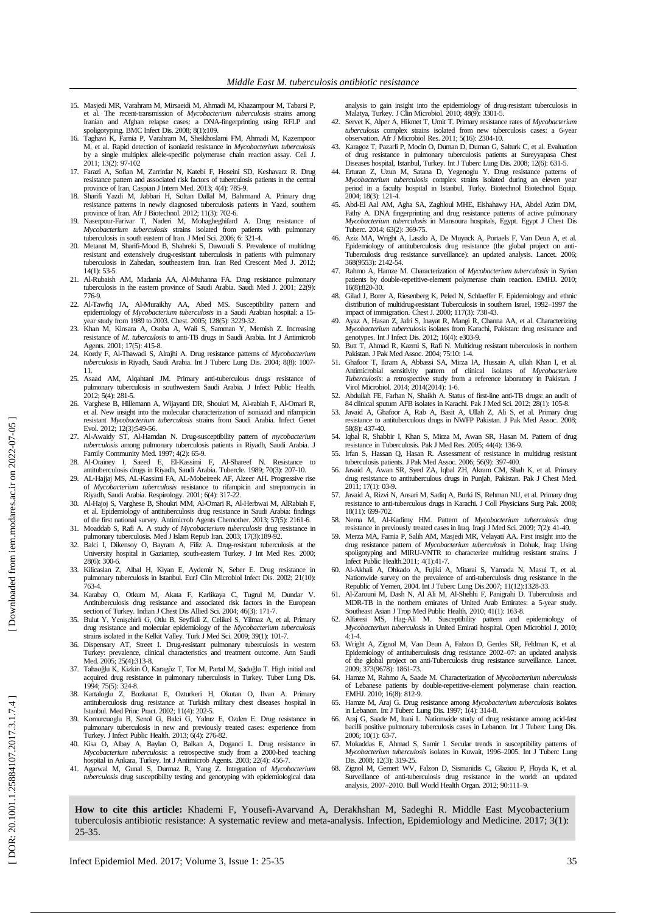15. Masjedi MR, Varahram M, Mirsaeidi M, Ahmadi M, Khazampour M, Tabarsi P, et al. The recent-transmission of *Mycobacterium tuberculosis* strains among Iranian and Afghan relapse cases: a DNA-fingerprinting using RFLP and spoligotyping. BMC Infect Dis. 2008; 8(1):109.
16. Taghavi K, Farnia P, Varahram M, Sheikhoslami FM, Ahmadi M, Kazempoor M, et al. Rapid detection of isoniazid resistance in *Mycobacterium tuberculosis* by a single multiplex allele-specific polymerase chain reaction assay. Cell J. 2011; 13(2): 97-102
17. Farazi A, Sofian M, Zarrinfar N, Katebi F, Hoseini SD, Keshavarz R. Drug resistance pattern and associated risk factors of tuberculosis patients in the central province of Iran. Caspian J Intern Med. 2013; 4(4): 785-9.
18. Sharifi Yazdi M, Jabbari H, Soltan Dallal M, Bahrmand A. Primary drug resistance patterns in newly diagnosed tuberculosis patients in Yazd, southern province of Iran. Afr J Biotechnol. 2012; 11(3): 702-6.
19. Naserpour-Farivar T, Naderi M, Mohagheghifard A. Drug resistance of *Mycobacterium tuberculosis* strains isolated from patients with pulmonary tuberculosis in south eastern of Iran. J Med Sci. 2006; 6: 321-4.
20. Metanat M, Sharifi-Mood B, Shahreki S, Dawoudi S. Prevalence of multidrug resistant and extensively drug-resistant tuberculosis in patients with pulmonary tuberculosis in Zahedan, southeastern Iran. Iran Red Crescent Med J. 2012; 14(1): 53-5.
21. Al-Rubaish AM, Madania AA, Al-Muhanna FA. Drug resistance pulmonary tuberculosis in the eastern province of Saudi Arabia. Saudi Med J. 2001; 22(9): 776-9.
22. Al-Tawfiq JA, Al-Muraikhy AA, Abed MS. Susceptibility pattern and epidemiology of *Mycobacterium tuberculosis* in a Saudi Arabian hospital: a 15-year study from 1989 to 2003. Chest. 2005; 128(5): 3229-32.
23. Khan M, Kinsara A, Osoba A, Wali S, Samman Y, Memish Z. Increasing resistance of *M. tuberculosis* to anti-TB drugs in Saudi Arabia. Int J Antimicrob Agents. 2001; 17(5): 415-8.
24. Kordy F, Al-Thawadi S, Alrajhi A. Drug resistance patterns of *Mycobacterium tuberculosis* in Riyadh, Saudi Arabia. Int J Tuberc Lung Dis. 2004; 8(8): 1007-11.
25. Asaad AM, Alqahtani JM. Primary anti-tuberculous drugs resistance of pulmonary tuberculosis in southwestern Saudi Arabia. J Infect Public Health. 2012; 5(4): 281-5.
26. Varghese B, Hillemann A, Wijayanti DR, Shoukri M, Al-rabiah F, Al-Omari R, et al. New insight into the molecular characterization of isoniazid and rifampicin resistant *Mycobacterium tuberculosis* strains from Saudi Arabia. Infect Genet Evol. 2012; 12(3):549-56.
27. Al-Awaidy ST, Al-Hamdan N. Drug-susceptibility pattern of *mycobacterium tuberculosis* among pulmonary tuberculosis patients in Riyadh, Saudi Arabia. J Family Community Med. 1997; 4(2): 65-9.
28. Al-Orainey I, Saeed E, El-Kassimi F, Al-Shareef N. Resistance to antituberculosis drugs in Riyadh, Saudi Arabia. Tubercle. 1989; 70(3): 207-10.
29. AL-Hajjaj MS, AL-Kassimi FA, AL-Mobeireek AF, Alzeer AH. Progressive rise of *Mycobacterium tuberculosis* resistance to rifampicin and streptomycin in Riyadh, Saudi Arabia. Respirology. 2001; 6(4): 317-22.
30. Al-Hajoj S, Varghese B, Shoukri MM, Al-Omari R, Al-Herbwai M, AlRabiah F, et al. Epidemiology of antituberculosis drug resistance in Saudi Arabia: findings of the first national survey. Antimicrob Agents Chemother. 2013; 57(5): 2161-6.
31. Moaddab S, Rafi A. A study of *Mycobacterium tuberculosis* drug resistance in pulmonary tuberculosis. Med J Islam Repub Iran. 2003; 17(3):189-92.
32. Balci I, Dikensoy O, Bayram A, Filiz A. Drug-resistant tuberculosis at the University hospital in Gaziantep, south-eastern Turkey. J Int Med Res. 2000; 28(6): 300-6.
33. Kilicaslan Z, Albal H, Kiyan E, Aydemir N, Seber E. Drug resistance in pulmonary tuberculosis in Istanbul. EurJ Clin Microbiol Infect Dis. 2002; 21(10): 763-4.
34. Karabay O, Otkum M, Akata F, Karlikaya C, Tugrul M, Dundar V. Antituberculosis drug resistance and associated risk factors in the European section of Turkey. Indian J Chest Dis Allied Sci. 2004; 46(3): 171-7.
35. Bulut Y, Yenişehirli G, Otlu B, Seyfikli Z, Celikel S, Yilmaz A, et al. Primary drug resistance and molecular epidemiology of the *Mycobacterium tuberculosis* strains isolated in the Kelkit Valley. Turk J Med Sci. 2009; 39(1): 101-7.
36. Dispensary AT, Street I. Drug-resistant pulmonary tuberculosis in western Turkey: prevalence, clinical characteristics and treatment outcome. Ann Saudi Med. 2005; 25(4):313-8.
37. Tahaoğlu K, Kizkin Ö, Karagöz T, Tor M, Partal M, Şadoğlu T. High initial and acquired drug resistance in pulmonary tuberculosis in Turkey. Tuber Lung Dis. 1994; 75(5): 324-8.
38. Kartaloglu Z, Bozkanat E, Ozturkeri H, Okutan O, Ilvan A. Primary antituberculosis drug resistance at Turkish military chest diseases hospital in Istanbul. Med Princ Pract. 2002; 11(4): 202-5.
39. Komurcuoglu B, Senol G, Balci G, Yalnız E, Ozden E. Drug resistance in pulmonary tuberculosis in new and previously treated cases: experience from Turkey. J Infect Public Health. 2013; 6(4): 276-82.
40. Kisa O, Albay A, Baylan O, Balkan A, Doganci L. Drug resistance in *Mycobacterium tuberculosis*: a retrospective study from a 2000-bed teaching hospital in Ankara, Turkey. Int J Antimicrob Agents. 2003; 22(4): 456-7.
41. Agarwal M, Gunal S, Durmaz R, Yang Z. Integration of *Mycobacterium tuberculosis* drug susceptibility testing and genotyping with epidemiological data analysis to gain insight into the epidemiology of drug-resistant tuberculosis in Malatya, Turkey. J Clin Microbiol. 2010; 48(9): 3301-5.
42. Servet K, Alper A, Hikmet T, Umit T. Primary resistance rates of *Mycobacterium tuberculosis* complex strains isolated from new tuberculosis cases: a 6-year observation. Afr J Microbiol Res. 2011; 5(16): 2304-10.
43. Karagoz T, Pazarli P, Mocin O, Duman D, Duman G, Salturk C, et al. Evaluation of drug resistance in pulmonary tuberculosis patients at Sureyyapasa Chest Diseases hospital, Istanbul, Turkey. Int J Tuberc Lung Dis. 2008; 12(6): 631-5.
44. Erturan Z, Uzun M, Satana D, Yegenoglu Y. Drug resistance patterns of *Mycobacterium tuberculosis* complex strains isolated during an eleven year period in a faculty hospital in Istanbul, Turky. Biotechnol Biotechnol Equip. 2004; 18(3): 121-4.
45. Abd-El Aal AM, Agha SA, Zaghloul MHE, Elshahawy HA, Abdel Azim DM, Fathy A. DNA fingerprinting and drug resistance patterns of active pulmonary *Mycobacterium tuberculosis* in Mansoura hospitals, Egypt. Egypt J Chest Dis Tuberc. 2014; 63(2): 369-75.
46. Aziz MA, Wright A, Laszlo A, De Muynck A, Portaels F, Van Deun A, et al. Epidemiology of antituberculosis drug resistance (the global project on anti-Tuberculosis drug resistance surveillance): an updated analysis. Lancet. 2006; 368(9553): 2142-54.
47. Rahmo A, Hamze M. Characterization of *Mycobacterium tuberculosis* in Syrian patients by double-repetitive-element polymerase chain reaction. EMHJ. 2010; 16(8):820-30.
48. Gilad J, Borer A, Riesenberg K, Peled N, Schlaeffer F. Epidemiology and ethnic distribution of multidrug-resistant Tuberculosis in southern Israel, 1992–1997 the impact of immigration. Chest J. 2000; 117(3): 738-43.
49. Ayaz A, Hasan Z, Jafri S, Inayat R, Mangi R, Channa AA, et al. Characterizing *Mycobacterium tuberculosis* isolates from Karachi, Pakistan: drug resistance and genotypes. Int J Infect Dis. 2012; 16(4): e303-9.
50. Butt T, Ahmad R, Kazmi S, Rafi N. Multidrug resistant tuberculosis in northern Pakistan. J Pak Med Assoc. 2004; 75:10: 1-4.
51. Ghafoor T, Ikram A, Abbassi SA, Mirza IA, Hussain A, ullah Khan I, et al. Antimicrobial sensitivity pattern of clinical isolates of *Mycobacterium Tuberculosis*: a retrospective study from a reference laboratory in Pakistan. J Virol Microbiol. 2014; 2014(2014): 1-6.
52. Abdullah FE, Farhan N, Shaikh A. Status of first-line anti-TB drugs: an audit of 84 clinical sputum AFB isolates in Karachi. Pak J Med Sci. 2012; 28(1): 105-8.
53. Javaid A, Ghafoor A, Rab A, Basit A, Ullah Z, Ali S, et al. Primary drug resistance to antituberculous drugs in NWFP Pakistan. J Pak Med Assoc. 2008; 58(8): 437-40.
54. Iqbal R, Shabbir I, Khan S, Mirza M, Awan SR, Hasan M. Pattern of drug resistance in Tuberculosis. Pak J Med Res. 2005; 44(4): 136-9.
55. Irfan S, Hassan Q, Hasan R. Assessment of resistance in multidrug resistant tuberculosis patients. J Pak Med Assoc. 2006; 56(9): 397-400.
56. Javaid A, Awan SR, Syed ZA, Iqbal ZH, Akram CM, Shah K, et al. Primary drug resistance to antituberculous drugs in Punjab, Pakistan. Pak J Chest Med. 2011; 17(1): 03-9.
57. Javaid A, Rizvi N, Ansari M, Sadiq A, Burki IS, Rehman NU, et al. Primary drug resistance to anti-tuberculous drugs in Karachi. J Coll Physicians Surg Pak. 2008; 18(11): 699-702.
58. Nema M, Al-Kadimy HM. Pattern of *Mycobacterium tuberculosis* drug resistance in previously treated cases in Iraq. Iraqi J Med Sci. 2009; 7(2): 41-49.
59. Merza MA, Farnia P, Salih AM, Masjedi MR, Velayati AA. First insight into the drug resistance pattern of *Mycobacterium tuberculosis* in Dohuk, Iraq: Using spoligotyping and MIRU-VNTR to characterize multidrug resistant strains. J Infect Public Health.2011; 4(1):41-7.
60. Al-Akhali A, Ohkado A, Fujiki A, Mitarai S, Yamada N, Masui T, et al. Nationwide survey on the prevalence of anti-tuberculosis drug resistance in the Republic of Yemen, 2004. Int J Tuberc Lung Dis.2007; 11(12):1328-33.
61. Al-Zarouni M, Dash N, Al Ali M, Al-Shehhi F, Panigrahi D. Tuberculosis and MDR-TB in the northern emirates of United Arab Emirates: a 5-year study. Southeast Asian J Trop Med Public Health. 2010; 41(1): 163-8.
62. Alfaresi MS, Hag-Ali M. Susceptibility pattern and epidemiology of *Mycobacterium tuberculosis* in United Emirati hospital. Open Microbiol J. 2010; 4:1-4.
63. Wright A, Zignol M, Van Deun A, Falzon D, Gerdes SR, Feldman K, et al. Epidemiology of antituberculosis drug resistance 2002–07: an updated analysis of the global project on anti-Tuberculosis drug resistance surveillance. Lancet. 2009; 373(9678): 1861-73.
64. Hamze M, Rahmo A, Saade M. Characterization of *Mycobacterium tuberculosis* of Lebanese patients by double-repetitive-element polymerase chain reaction. EMHJ. 2010; 16(8): 812-9.
65. Hamze M, Araj G. Drug resistance among *Mycobacterium tuberculosis* isolates in Lebanon. Int J Tuberc Lung Dis. 1997; 1(4): 314-8.
66. Araj G, Saade M, Itani L. Nationwide study of drug resistance among acid-fast bacilli positive pulmonary tuberculosis cases in Lebanon. Int J Tuberc Lung Dis. 2006; 10(1): 63-7.
67. Mokaddas E, Ahmad S, Samir I. Secular trends in susceptibility patterns of *Mycobacterium tuberculosis* isolates in Kuwait, 1996–2005. Int J Tuberc Lung Dis. 2008; 12(3): 319-25.
68. Zignol M, Gemert WV, Falzon D, Sismanidis C, Glaziou P, Floyda K, et al. Surveillance of anti-tuberculosis drug resistance in the world: an updated analysis, 2007–2010. Bull World Health Organ. 2012; 90:111–9.

**How to cite this article:** Khademi F, Yousefi-Avarvand A, Derakhshan M, Sadeghi R. Middle East Mycobacterium tuberculosis antibiotic resistance: A systematic review and meta-analysis. Infection, Epidemiology and Medicine. 2017; 3(1): 25-35.